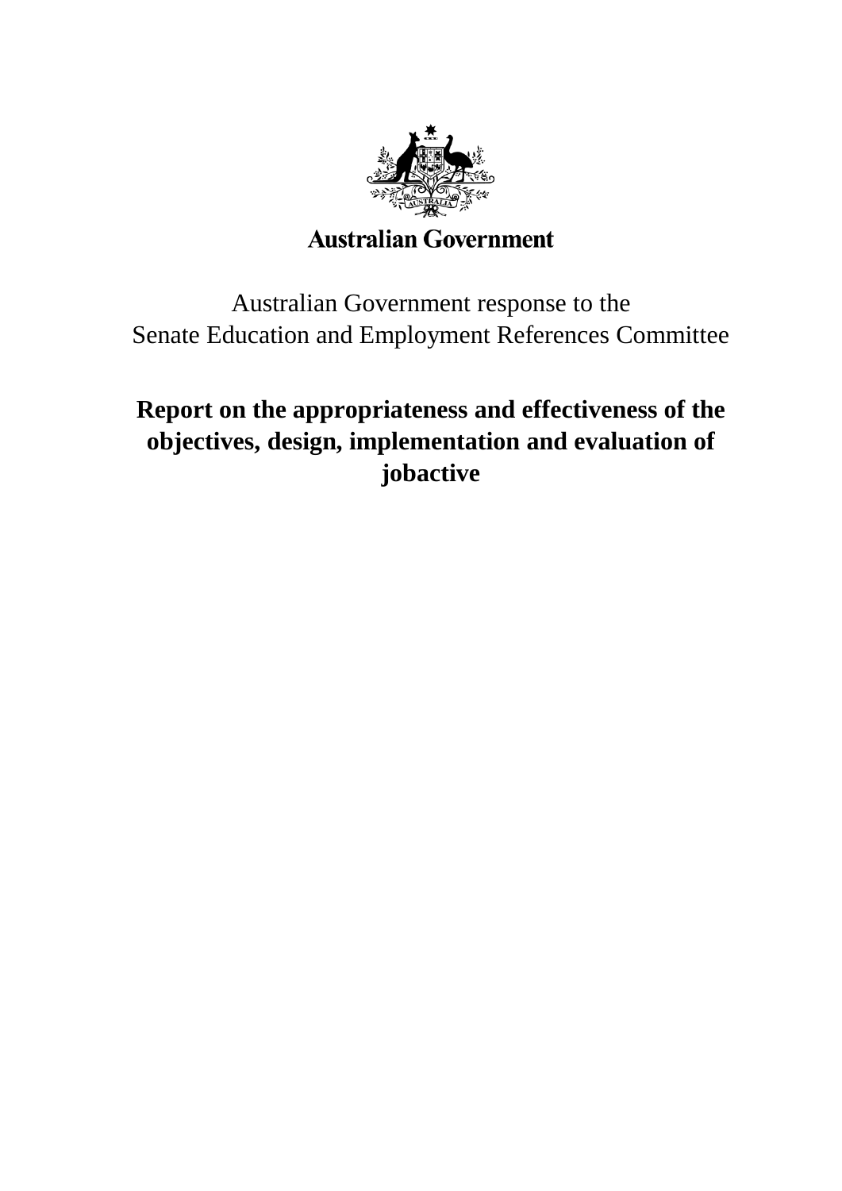Australian Government

Australian Government response to the
Senate Education and Employment References Committee

# Report on the appropriateness and effectiveness of the objectives, design, implementation and evaluation of jobactive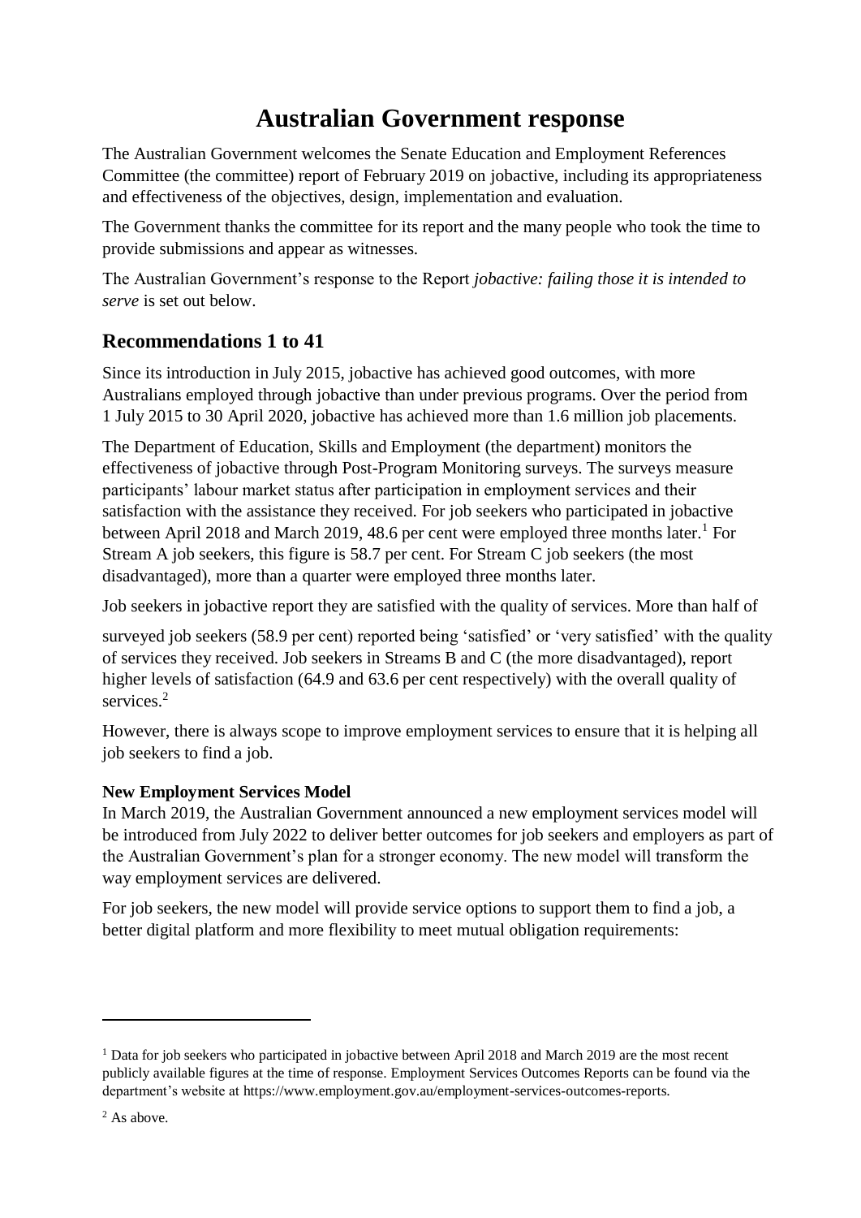# Australian Government response

The Australian Government welcomes the Senate Education and Employment References Committee (the committee) report of February 2019 on jobactive, including its appropriateness and effectiveness of the objectives, design, implementation and evaluation.

The Government thanks the committee for its report and the many people who took the time to provide submissions and appear as witnesses.

The Australian Government's response to the Report *jobactive: failing those it is intended to serve* is set out below.

## Recommendations 1 to 41

Since its introduction in July 2015, jobactive has achieved good outcomes, with more Australians employed through jobactive than under previous programs. Over the period from 1 July 2015 to 30 April 2020, jobactive has achieved more than 1.6 million job placements.

The Department of Education, Skills and Employment (the department) monitors the effectiveness of jobactive through Post-Program Monitoring surveys. The surveys measure participants' labour market status after participation in employment services and their satisfaction with the assistance they received. For job seekers who participated in jobactive between April 2018 and March 2019, 48.6 per cent were employed three months later.[1] For Stream A job seekers, this figure is 58.7 per cent. For Stream C job seekers (the most disadvantaged), more than a quarter were employed three months later.

Job seekers in jobactive report they are satisfied with the quality of services. More than half of surveyed job seekers (58.9 per cent) reported being 'satisfied' or 'very satisfied' with the quality of services they received. Job seekers in Streams B and C (the more disadvantaged), report higher levels of satisfaction (64.9 and 63.6 per cent respectively) with the overall quality of services.[2]

However, there is always scope to improve employment services to ensure that it is helping all job seekers to find a job.

**New Employment Services Model**

In March 2019, the Australian Government announced a new employment services model will be introduced from July 2022 to deliver better outcomes for job seekers and employers as part of the Australian Government's plan for a stronger economy. The new model will transform the way employment services are delivered.

For job seekers, the new model will provide service options to support them to find a job, a better digital platform and more flexibility to meet mutual obligation requirements:

---

[1] Data for job seekers who participated in jobactive between April 2018 and March 2019 are the most recent publicly available figures at the time of response. Employment Services Outcomes Reports can be found via the department's website at https://www.employment.gov.au/employment-services-outcomes-reports.

[2] As above.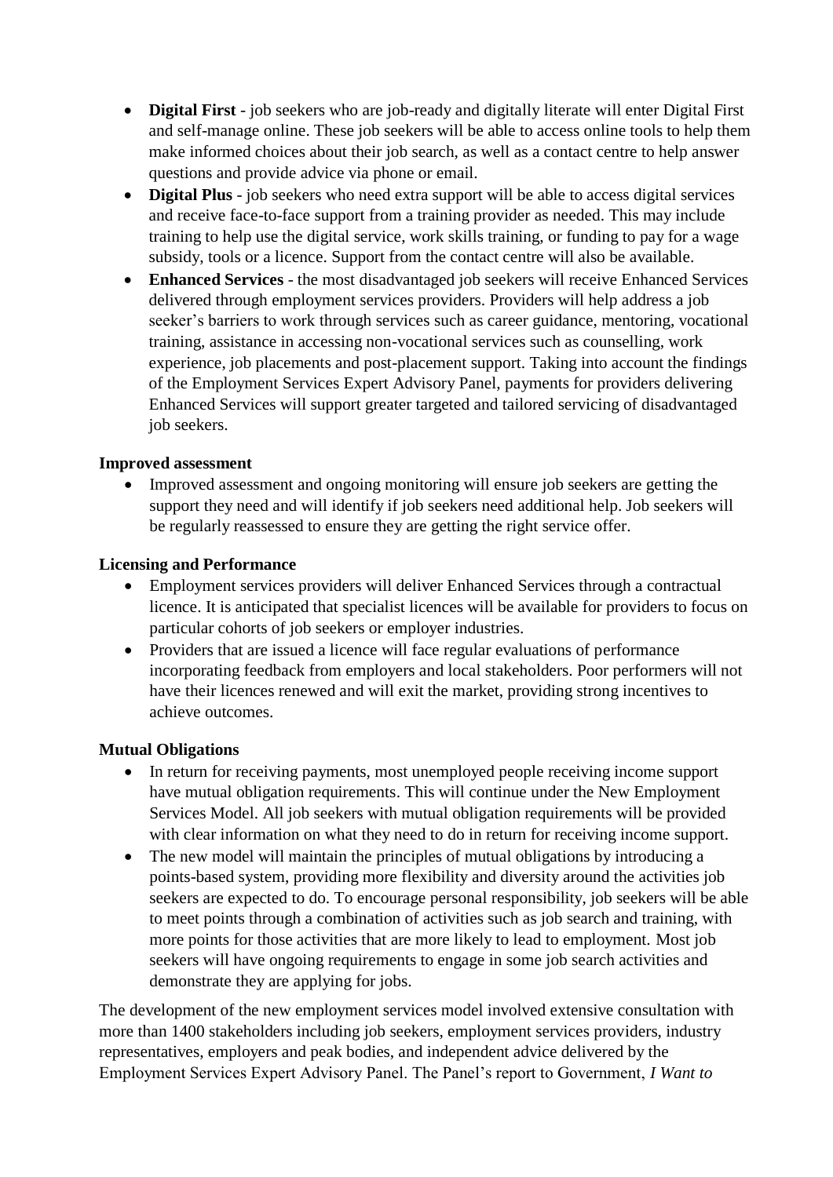- **Digital First** - job seekers who are job-ready and digitally literate will enter Digital First and self-manage online. These job seekers will be able to access online tools to help them make informed choices about their job search, as well as a contact centre to help answer questions and provide advice via phone or email.
- **Digital Plus** - job seekers who need extra support will be able to access digital services and receive face-to-face support from a training provider as needed. This may include training to help use the digital service, work skills training, or funding to pay for a wage subsidy, tools or a licence. Support from the contact centre will also be available.
- **Enhanced Services** - the most disadvantaged job seekers will receive Enhanced Services delivered through employment services providers. Providers will help address a job seeker's barriers to work through services such as career guidance, mentoring, vocational training, assistance in accessing non-vocational services such as counselling, work experience, job placements and post-placement support. Taking into account the findings of the Employment Services Expert Advisory Panel, payments for providers delivering Enhanced Services will support greater targeted and tailored servicing of disadvantaged job seekers.

**Improved assessment**

- Improved assessment and ongoing monitoring will ensure job seekers are getting the support they need and will identify if job seekers need additional help. Job seekers will be regularly reassessed to ensure they are getting the right service offer.

**Licensing and Performance**

- Employment services providers will deliver Enhanced Services through a contractual licence. It is anticipated that specialist licences will be available for providers to focus on particular cohorts of job seekers or employer industries.
- Providers that are issued a licence will face regular evaluations of performance incorporating feedback from employers and local stakeholders. Poor performers will not have their licences renewed and will exit the market, providing strong incentives to achieve outcomes.

**Mutual Obligations**

- In return for receiving payments, most unemployed people receiving income support have mutual obligation requirements. This will continue under the New Employment Services Model. All job seekers with mutual obligation requirements will be provided with clear information on what they need to do in return for receiving income support.
- The new model will maintain the principles of mutual obligations by introducing a points-based system, providing more flexibility and diversity around the activities job seekers are expected to do. To encourage personal responsibility, job seekers will be able to meet points through a combination of activities such as job search and training, with more points for those activities that are more likely to lead to employment. Most job seekers will have ongoing requirements to engage in some job search activities and demonstrate they are applying for jobs.

The development of the new employment services model involved extensive consultation with more than 1400 stakeholders including job seekers, employment services providers, industry representatives, employers and peak bodies, and independent advice delivered by the Employment Services Expert Advisory Panel. The Panel's report to Government, *I Want to*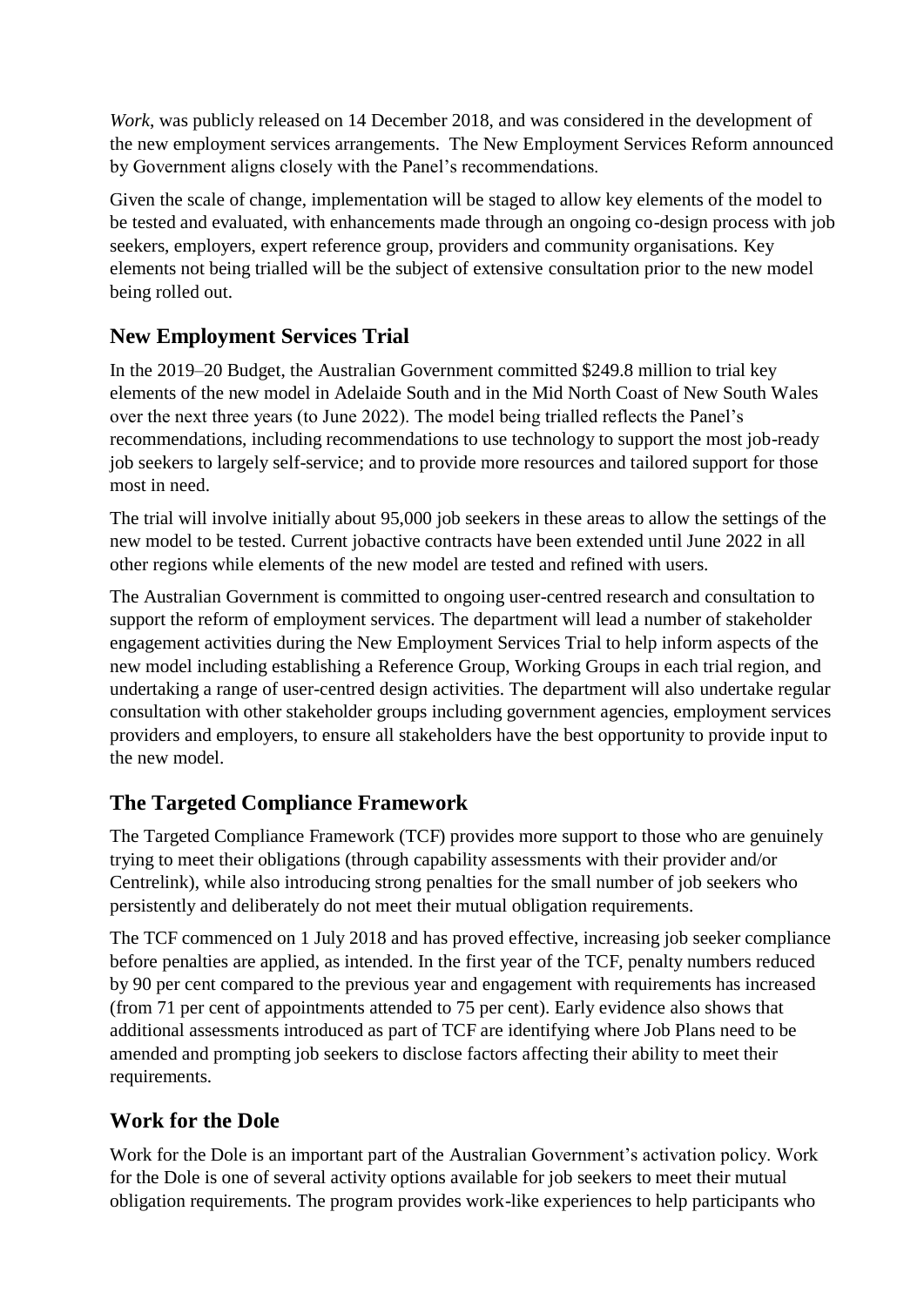*Work*, was publicly released on 14 December 2018, and was considered in the development of the new employment services arrangements. The New Employment Services Reform announced by Government aligns closely with the Panel's recommendations.

Given the scale of change, implementation will be staged to allow key elements of the model to be tested and evaluated, with enhancements made through an ongoing co-design process with job seekers, employers, expert reference group, providers and community organisations. Key elements not being trialled will be the subject of extensive consultation prior to the new model being rolled out.

## New Employment Services Trial

In the 2019–20 Budget, the Australian Government committed $249.8 million to trial key elements of the new model in Adelaide South and in the Mid North Coast of New South Wales over the next three years (to June 2022). The model being trialled reflects the Panel's recommendations, including recommendations to use technology to support the most job-ready job seekers to largely self-service; and to provide more resources and tailored support for those most in need.

The trial will involve initially about 95,000 job seekers in these areas to allow the settings of the new model to be tested. Current jobactive contracts have been extended until June 2022 in all other regions while elements of the new model are tested and refined with users.

The Australian Government is committed to ongoing user-centred research and consultation to support the reform of employment services. The department will lead a number of stakeholder engagement activities during the New Employment Services Trial to help inform aspects of the new model including establishing a Reference Group, Working Groups in each trial region, and undertaking a range of user-centred design activities. The department will also undertake regular consultation with other stakeholder groups including government agencies, employment services providers and employers, to ensure all stakeholders have the best opportunity to provide input to the new model.

## The Targeted Compliance Framework

The Targeted Compliance Framework (TCF) provides more support to those who are genuinely trying to meet their obligations (through capability assessments with their provider and/or Centrelink), while also introducing strong penalties for the small number of job seekers who persistently and deliberately do not meet their mutual obligation requirements.

The TCF commenced on 1 July 2018 and has proved effective, increasing job seeker compliance before penalties are applied, as intended. In the first year of the TCF, penalty numbers reduced by 90 per cent compared to the previous year and engagement with requirements has increased (from 71 per cent of appointments attended to 75 per cent). Early evidence also shows that additional assessments introduced as part of TCF are identifying where Job Plans need to be amended and prompting job seekers to disclose factors affecting their ability to meet their requirements.

## Work for the Dole

Work for the Dole is an important part of the Australian Government's activation policy. Work for the Dole is one of several activity options available for job seekers to meet their mutual obligation requirements. The program provides work-like experiences to help participants who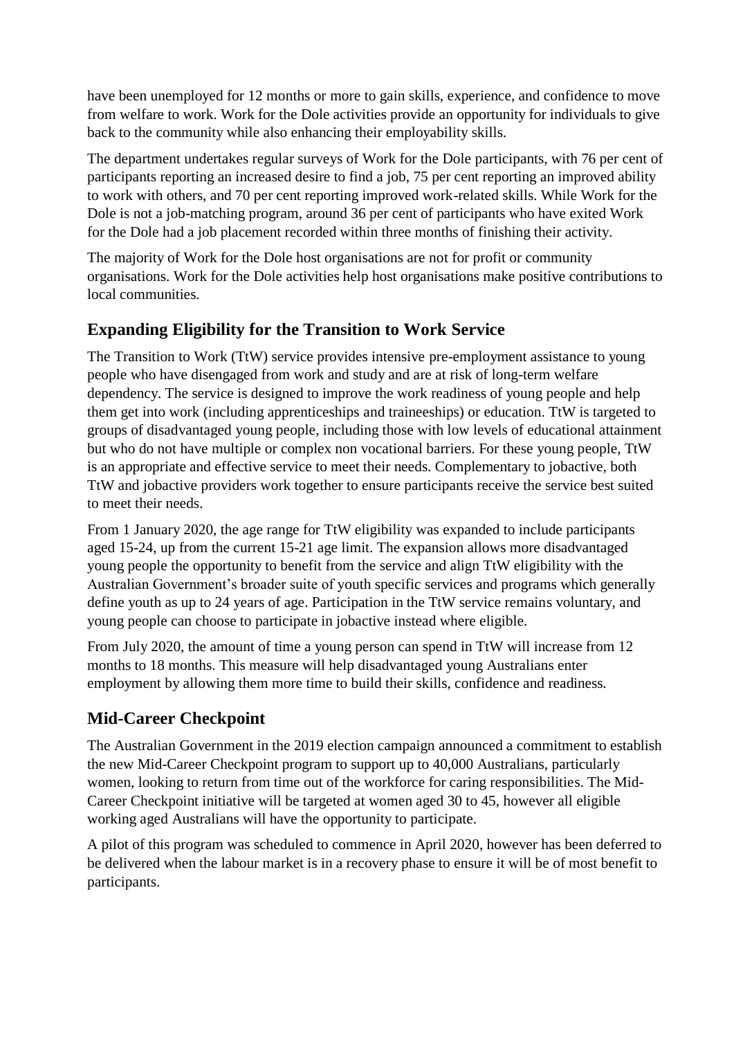have been unemployed for 12 months or more to gain skills, experience, and confidence to move from welfare to work. Work for the Dole activities provide an opportunity for individuals to give back to the community while also enhancing their employability skills.

The department undertakes regular surveys of Work for the Dole participants, with 76 per cent of participants reporting an increased desire to find a job, 75 per cent reporting an improved ability to work with others, and 70 per cent reporting improved work-related skills. While Work for the Dole is not a job-matching program, around 36 per cent of participants who have exited Work for the Dole had a job placement recorded within three months of finishing their activity.

The majority of Work for the Dole host organisations are not for profit or community organisations. Work for the Dole activities help host organisations make positive contributions to local communities.

## Expanding Eligibility for the Transition to Work Service

The Transition to Work (TtW) service provides intensive pre-employment assistance to young people who have disengaged from work and study and are at risk of long-term welfare dependency. The service is designed to improve the work readiness of young people and help them get into work (including apprenticeships and traineeships) or education. TtW is targeted to groups of disadvantaged young people, including those with low levels of educational attainment but who do not have multiple or complex non vocational barriers. For these young people, TtW is an appropriate and effective service to meet their needs. Complementary to jobactive, both TtW and jobactive providers work together to ensure participants receive the service best suited to meet their needs.

From 1 January 2020, the age range for TtW eligibility was expanded to include participants aged 15-24, up from the current 15-21 age limit. The expansion allows more disadvantaged young people the opportunity to benefit from the service and align TtW eligibility with the Australian Government's broader suite of youth specific services and programs which generally define youth as up to 24 years of age. Participation in the TtW service remains voluntary, and young people can choose to participate in jobactive instead where eligible.

From July 2020, the amount of time a young person can spend in TtW will increase from 12 months to 18 months. This measure will help disadvantaged young Australians enter employment by allowing them more time to build their skills, confidence and readiness.

## Mid-Career Checkpoint

The Australian Government in the 2019 election campaign announced a commitment to establish the new Mid-Career Checkpoint program to support up to 40,000 Australians, particularly women, looking to return from time out of the workforce for caring responsibilities. The Mid-Career Checkpoint initiative will be targeted at women aged 30 to 45, however all eligible working aged Australians will have the opportunity to participate.

A pilot of this program was scheduled to commence in April 2020, however has been deferred to be delivered when the labour market is in a recovery phase to ensure it will be of most benefit to participants.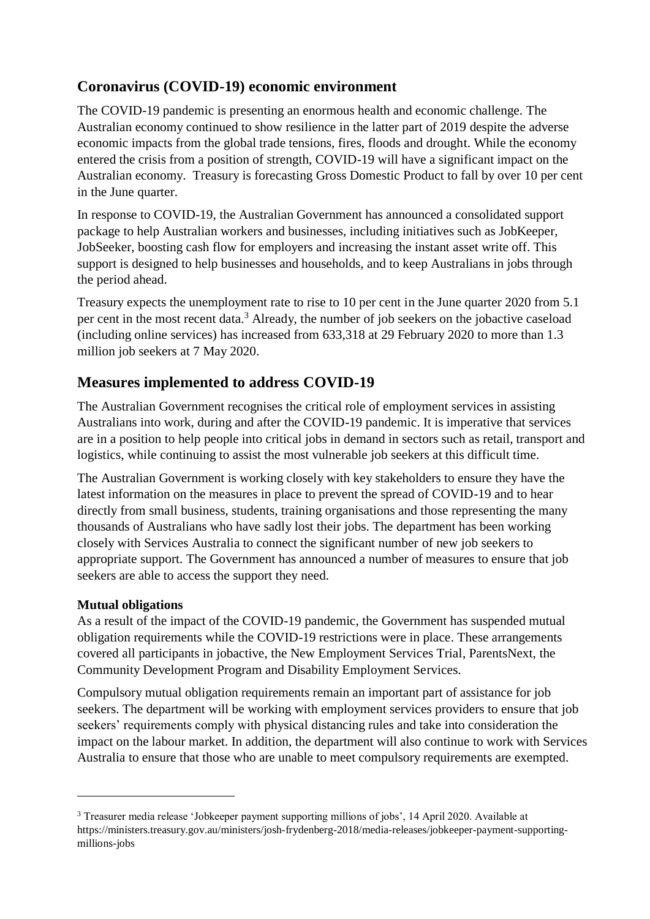## Coronavirus (COVID-19) economic environment

The COVID-19 pandemic is presenting an enormous health and economic challenge. The Australian economy continued to show resilience in the latter part of 2019 despite the adverse economic impacts from the global trade tensions, fires, floods and drought. While the economy entered the crisis from a position of strength, COVID-19 will have a significant impact on the Australian economy. Treasury is forecasting Gross Domestic Product to fall by over 10 per cent in the June quarter.

In response to COVID-19, the Australian Government has announced a consolidated support package to help Australian workers and businesses, including initiatives such as JobKeeper, JobSeeker, boosting cash flow for employers and increasing the instant asset write off. This support is designed to help businesses and households, and to keep Australians in jobs through the period ahead.

Treasury expects the unemployment rate to rise to 10 per cent in the June quarter 2020 from 5.1 per cent in the most recent data.[3] Already, the number of job seekers on the jobactive caseload (including online services) has increased from 633,318 at 29 February 2020 to more than 1.3 million job seekers at 7 May 2020.

## Measures implemented to address COVID-19

The Australian Government recognises the critical role of employment services in assisting Australians into work, during and after the COVID-19 pandemic. It is imperative that services are in a position to help people into critical jobs in demand in sectors such as retail, transport and logistics, while continuing to assist the most vulnerable job seekers at this difficult time.

The Australian Government is working closely with key stakeholders to ensure they have the latest information on the measures in place to prevent the spread of COVID-19 and to hear directly from small business, students, training organisations and those representing the many thousands of Australians who have sadly lost their jobs. The department has been working closely with Services Australia to connect the significant number of new job seekers to appropriate support. The Government has announced a number of measures to ensure that job seekers are able to access the support they need.

**Mutual obligations**

As a result of the impact of the COVID-19 pandemic, the Government has suspended mutual obligation requirements while the COVID-19 restrictions were in place. These arrangements covered all participants in jobactive, the New Employment Services Trial, ParentsNext, the Community Development Program and Disability Employment Services.

Compulsory mutual obligation requirements remain an important part of assistance for job seekers. The department will be working with employment services providers to ensure that job seekers' requirements comply with physical distancing rules and take into consideration the impact on the labour market. In addition, the department will also continue to work with Services Australia to ensure that those who are unable to meet compulsory requirements are exempted.

---

[3] Treasurer media release 'Jobkeeper payment supporting millions of jobs', 14 April 2020. Available at https://ministers.treasury.gov.au/ministers/josh-frydenberg-2018/media-releases/jobkeeper-payment-supporting-millions-jobs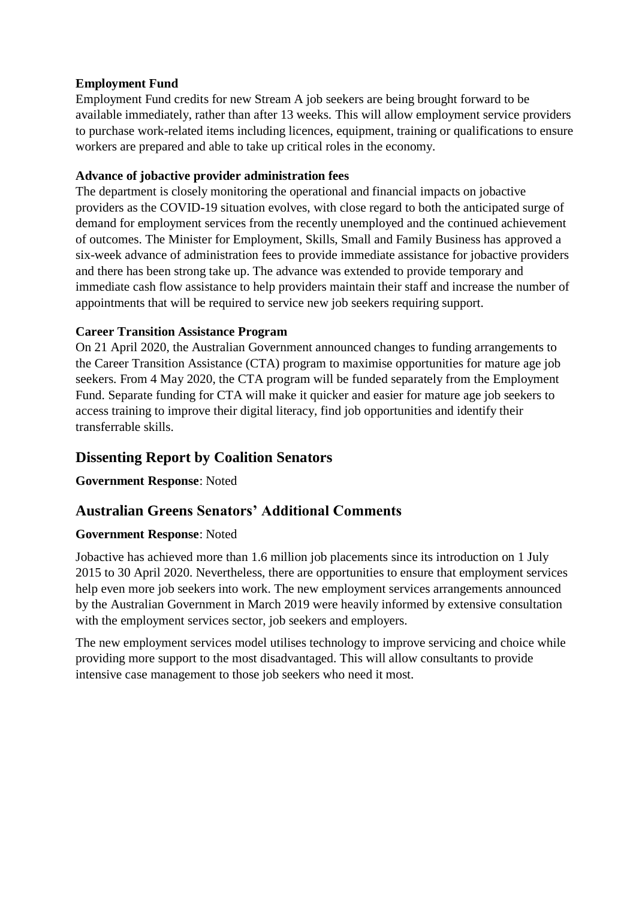**Employment Fund**

Employment Fund credits for new Stream A job seekers are being brought forward to be available immediately, rather than after 13 weeks. This will allow employment service providers to purchase work-related items including licences, equipment, training or qualifications to ensure workers are prepared and able to take up critical roles in the economy.

**Advance of jobactive provider administration fees**

The department is closely monitoring the operational and financial impacts on jobactive providers as the COVID-19 situation evolves, with close regard to both the anticipated surge of demand for employment services from the recently unemployed and the continued achievement of outcomes. The Minister for Employment, Skills, Small and Family Business has approved a six-week advance of administration fees to provide immediate assistance for jobactive providers and there has been strong take up. The advance was extended to provide temporary and immediate cash flow assistance to help providers maintain their staff and increase the number of appointments that will be required to service new job seekers requiring support.

**Career Transition Assistance Program**

On 21 April 2020, the Australian Government announced changes to funding arrangements to the Career Transition Assistance (CTA) program to maximise opportunities for mature age job seekers. From 4 May 2020, the CTA program will be funded separately from the Employment Fund. Separate funding for CTA will make it quicker and easier for mature age job seekers to access training to improve their digital literacy, find job opportunities and identify their transferrable skills.

## Dissenting Report by Coalition Senators

**Government Response**: Noted

## Australian Greens Senators' Additional Comments

**Government Response**: Noted

Jobactive has achieved more than 1.6 million job placements since its introduction on 1 July 2015 to 30 April 2020. Nevertheless, there are opportunities to ensure that employment services help even more job seekers into work. The new employment services arrangements announced by the Australian Government in March 2019 were heavily informed by extensive consultation with the employment services sector, job seekers and employers.

The new employment services model utilises technology to improve servicing and choice while providing more support to the most disadvantaged. This will allow consultants to provide intensive case management to those job seekers who need it most.